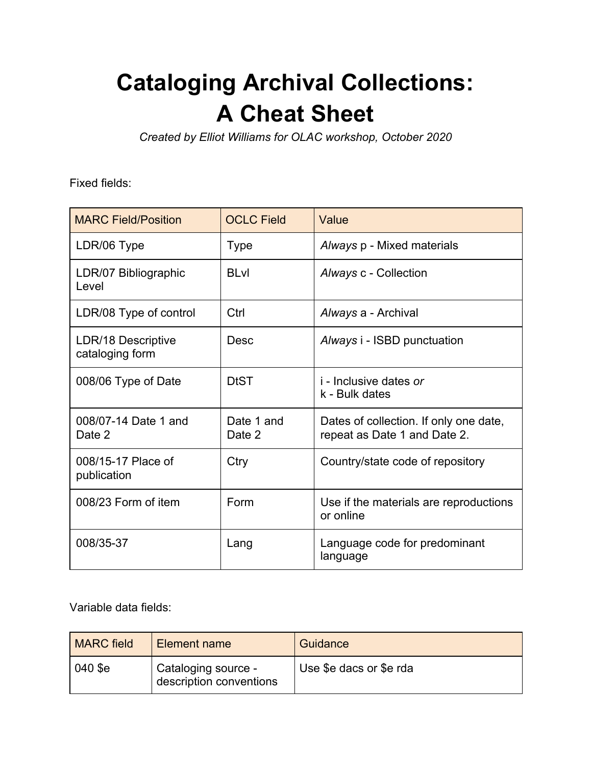# Cataloging Archival Collections: A Cheat Sheet

*Created by Elliot Williams for OLAC workshop, October 2020*

Fixed fields:

| MARC Field/Position | OCLC Field | Value |
|---|---|---|
| LDR/06 Type | Type | *Always* p - Mixed materials |
| LDR/07 Bibliographic Level | BLvl | *Always* c - Collection |
| LDR/08 Type of control | Ctrl | *Always* a - Archival |
| LDR/18 Descriptive cataloging form | Desc | *Always* i - ISBD punctuation |
| 008/06 Type of Date | DtST | i - Inclusive dates *or* k - Bulk dates |
| 008/07-14 Date 1 and Date 2 | Date 1 and Date 2 | Dates of collection. If only one date, repeat as Date 1 and Date 2. |
| 008/15-17 Place of publication | Ctry | Country/state code of repository |
| 008/23 Form of item | Form | Use if the materials are reproductions or online |
| 008/35-37 | Lang | Language code for predominant language |

Variable data fields:

| MARC field | Element name | Guidance |
|---|---|---|
| 040 $e | Cataloging source - description conventions | Use $e dacs or $e rda |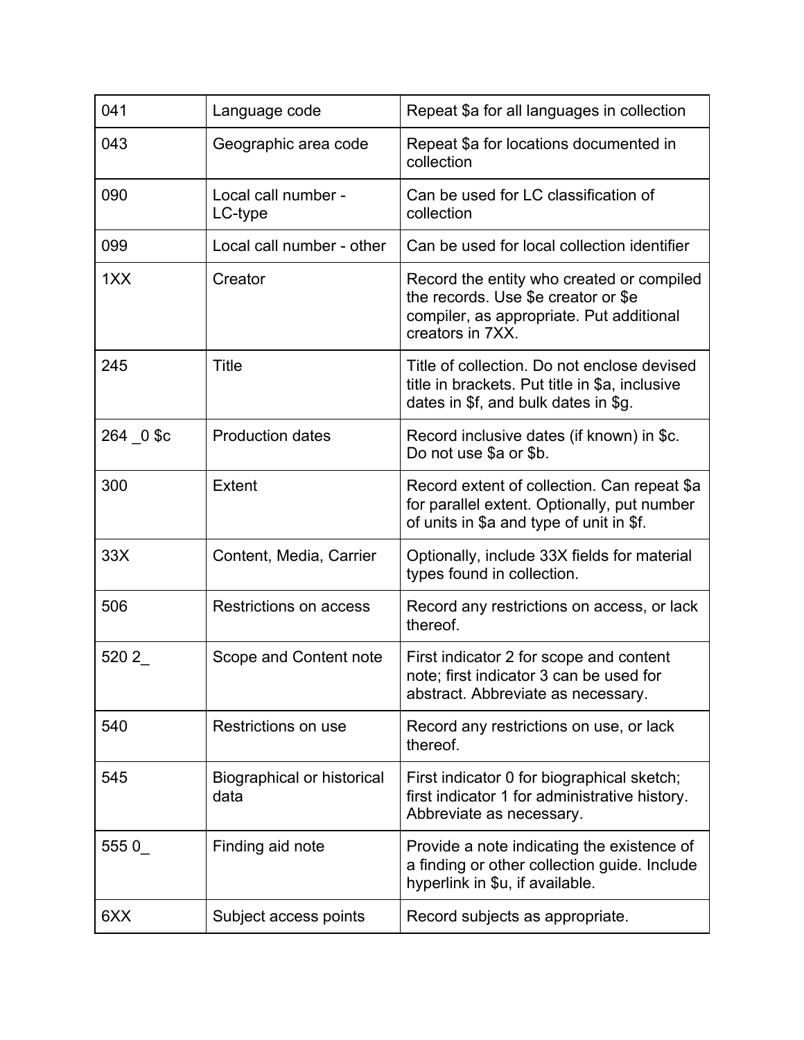| 041 | Language code | Repeat $a for all languages in collection |
|---|---|---|
| 043 | Geographic area code | Repeat $a for locations documented in collection |
| 090 | Local call number - LC-type | Can be used for LC classification of collection |
| 099 | Local call number - other | Can be used for local collection identifier |
| 1XX | Creator | Record the entity who created or compiled the records. Use $e creator or $e compiler, as appropriate. Put additional creators in 7XX. |
| 245 | Title | Title of collection. Do not enclose devised title in brackets. Put title in $a, inclusive dates in $f, and bulk dates in $g. |
| 264 _0 $c | Production dates | Record inclusive dates (if known) in $c. Do not use $a or $b. |
| 300 | Extent | Record extent of collection. Can repeat $a for parallel extent. Optionally, put number of units in $a and type of unit in $f. |
| 33X | Content, Media, Carrier | Optionally, include 33X fields for material types found in collection. |
| 506 | Restrictions on access | Record any restrictions on access, or lack thereof. |
| 520 2_ | Scope and Content note | First indicator 2 for scope and content note; first indicator 3 can be used for abstract. Abbreviate as necessary. |
| 540 | Restrictions on use | Record any restrictions on use, or lack thereof. |
| 545 | Biographical or historical data | First indicator 0 for biographical sketch; first indicator 1 for administrative history. Abbreviate as necessary. |
| 555 0_ | Finding aid note | Provide a note indicating the existence of a finding or other collection guide. Include hyperlink in $u, if available. |
| 6XX | Subject access points | Record subjects as appropriate. |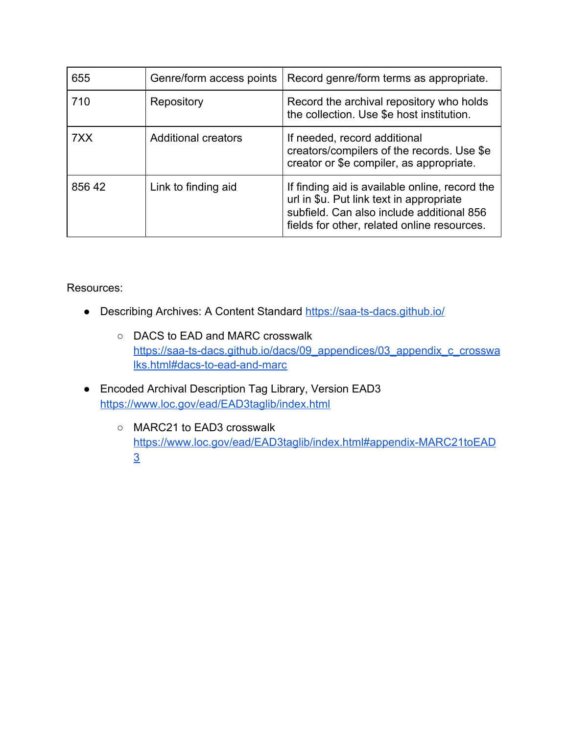| | | |
|---|---|---|
| 655 | Genre/form access points | Record genre/form terms as appropriate. |
| 710 | Repository | Record the archival repository who holds the collection. Use $e host institution. |
| 7XX | Additional creators | If needed, record additional creators/compilers of the records. Use $e creator or $e compiler, as appropriate. |
| 856 42 | Link to finding aid | If finding aid is available online, record the url in $u. Put link text in appropriate subfield. Can also include additional 856 fields for other, related online resources. |

Resources:

- Describing Archives: A Content Standard https://saa-ts-dacs.github.io/
  - DACS to EAD and MARC crosswalk https://saa-ts-dacs.github.io/dacs/09_appendices/03_appendix_c_crosswalks.html#dacs-to-ead-and-marc
- Encoded Archival Description Tag Library, Version EAD3 https://www.loc.gov/ead/EAD3taglib/index.html
  - MARC21 to EAD3 crosswalk https://www.loc.gov/ead/EAD3taglib/index.html#appendix-MARC21toEAD3